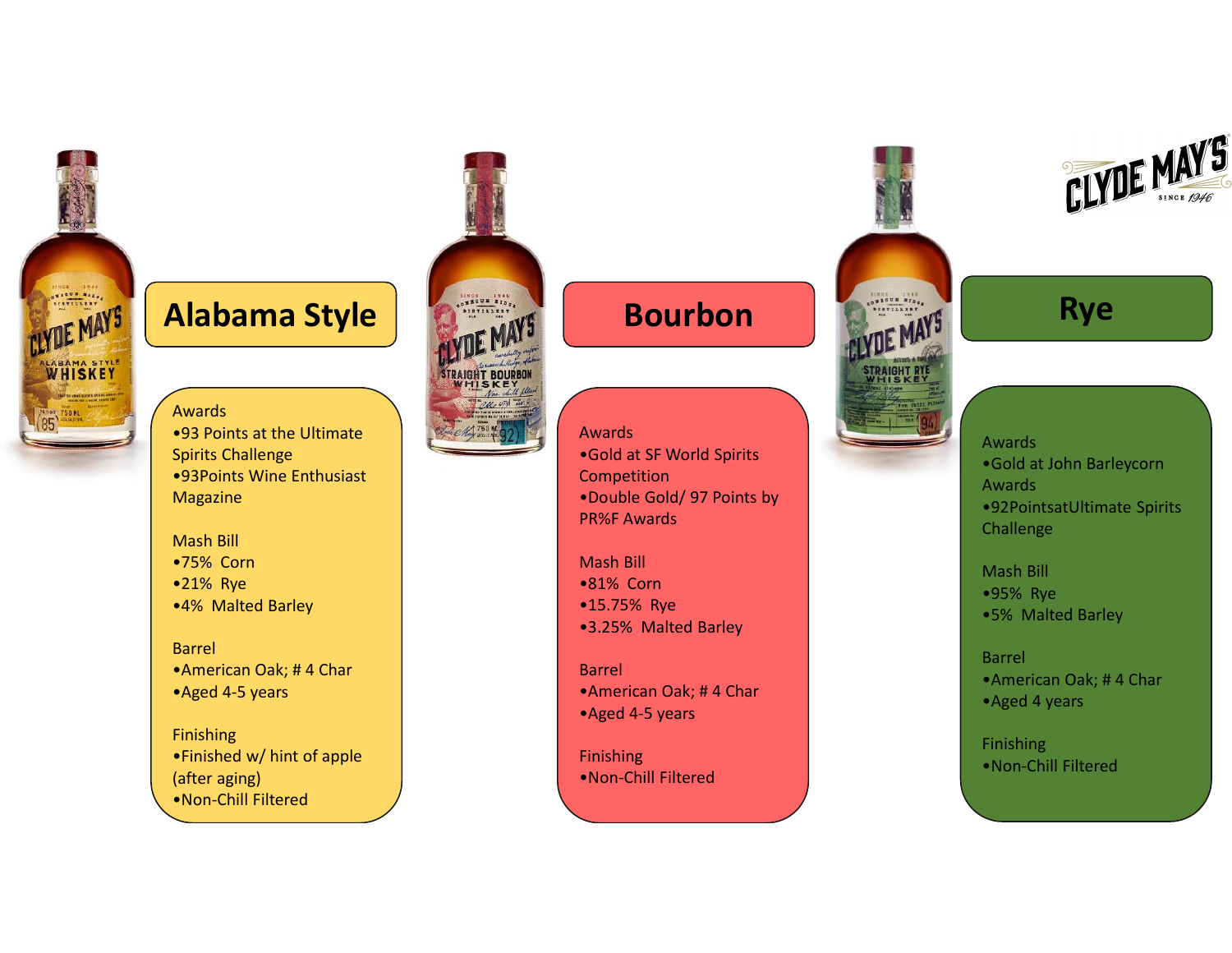# Alabama Style

Awards
- 93 Points at the Ultimate Spirits Challenge
- 93Points Wine Enthusiast Magazine

Mash Bill
- 75% Corn
- 21% Rye
- 4% Malted Barley

Barrel
- American Oak; # 4 Char
- Aged 4-5 years

Finishing
- Finished w/ hint of apple (after aging)
- Non-Chill Filtered

# Bourbon

Awards
- Gold at SF World Spirits Competition
- Double Gold/ 97 Points by PR%F Awards

Mash Bill
- 81% Corn
- 15.75% Rye
- 3.25% Malted Barley

Barrel
- American Oak; # 4 Char
- Aged 4-5 years

Finishing
- Non-Chill Filtered

# Rye

Awards
- Gold at John Barleycorn Awards
- 92PointsatUltimate Spirits Challenge

Mash Bill
- 95% Rye
- 5% Malted Barley

Barrel
- American Oak; # 4 Char
- Aged 4 years

Finishing
- Non-Chill Filtered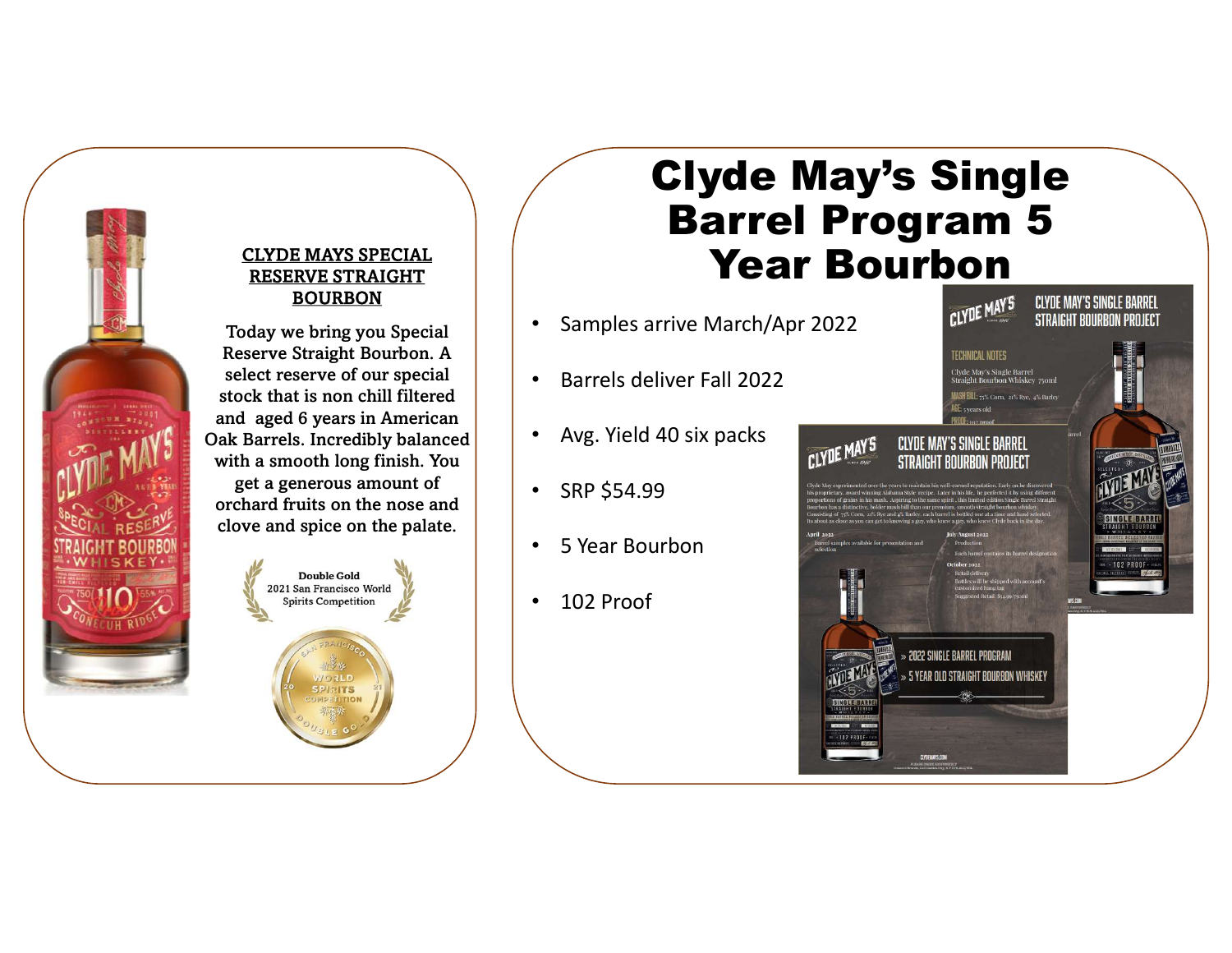## CLYDE MAYS SPECIAL RESERVE STRAIGHT BOURBON

Today we bring you Special Reserve Straight Bourbon. A select reserve of our special stock that is non chill filtered and aged 6 years in American Oak Barrels. Incredibly balanced with a smooth long finish. You get a generous amount of orchard fruits on the nose and clove and spice on the palate.

Double Gold
2021 San Francisco World Spirits Competition

# Clyde May's Single Barrel Program 5 Year Bourbon

- Samples arrive March/Apr 2022
- Barrels deliver Fall 2022
- Avg. Yield 40 six packs
- SRP $54.99
- 5 Year Bourbon
- 102 Proof